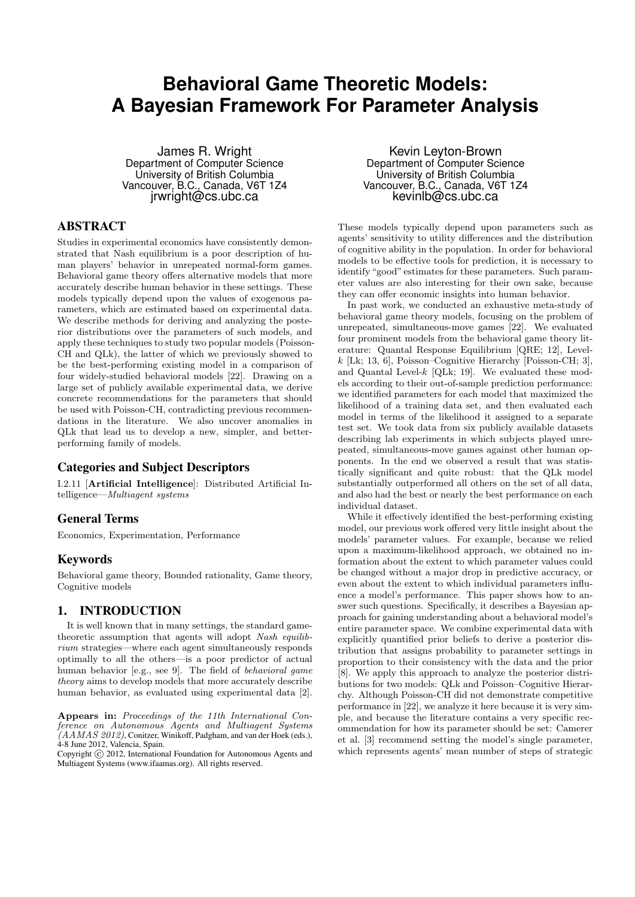# Behavioral Game Theoretic Models: A Bayesian Framework For Parameter Analysis

James R. Wright
Department of Computer Science
University of British Columbia
Vancouver, B.C., Canada, V6T 1Z4
jrwright@cs.ubc.ca

Kevin Leyton-Brown
Department of Computer Science
University of British Columbia
Vancouver, B.C., Canada, V6T 1Z4
kevinlb@cs.ubc.ca

## ABSTRACT

Studies in experimental economics have consistently demonstrated that Nash equilibrium is a poor description of human players' behavior in unrepeated normal-form games. Behavioral game theory offers alternative models that more accurately describe human behavior in these settings. These models typically depend upon the values of exogenous parameters, which are estimated based on experimental data. We describe methods for deriving and analyzing the posterior distributions over the parameters of such models, and apply these techniques to study two popular models (Poisson-CH and QLk), the latter of which we previously showed to be the best-performing existing model in a comparison of four widely-studied behavioral models [22]. Drawing on a large set of publicly available experimental data, we derive concrete recommendations for the parameters that should be used with Poisson-CH, contradicting previous recommendations in the literature. We also uncover anomalies in QLk that lead us to develop a new, simpler, and better-performing family of models.

### Categories and Subject Descriptors

I.2.11 [**Artificial Intelligence**]: Distributed Artificial Intelligence—*Multiagent systems*

### General Terms

Economics, Experimentation, Performance

### Keywords

Behavioral game theory, Bounded rationality, Game theory, Cognitive models

## 1. INTRODUCTION

It is well known that in many settings, the standard game-theoretic assumption that agents will adopt *Nash equilibrium* strategies—where each agent simultaneously responds optimally to all the others—is a poor predictor of actual human behavior [e.g., see 9]. The field of *behavioral game theory* aims to develop models that more accurately describe human behavior, as evaluated using experimental data [2].

**Appears in:** *Proceedings of the 11th International Conference on Autonomous Agents and Multiagent Systems (AAMAS 2012)*, Conitzer, Winikoff, Padgham, and van der Hoek (eds.), 4-8 June 2012, Valencia, Spain.
Copyright © 2012, International Foundation for Autonomous Agents and Multiagent Systems (www.ifaamas.org). All rights reserved.

These models typically depend upon parameters such as agents' sensitivity to utility differences and the distribution of cognitive ability in the population. In order for behavioral models to be effective tools for prediction, it is necessary to identify "good" estimates for these parameters. Such parameter values are also interesting for their own sake, because they can offer economic insights into human behavior.

In past work, we conducted an exhaustive meta-study of behavioral game theory models, focusing on the problem of unrepeated, simultaneous-move games [22]. We evaluated four prominent models from the behavioral game theory literature: Quantal Response Equilibrium [QRE; 12], Level-$k$ [Lk; 13, 6], Poisson–Cognitive Hierarchy [Poisson-CH; 3], and Quantal Level-$k$ [QLk; 19]. We evaluated these models according to their out-of-sample prediction performance: we identified parameters for each model that maximized the likelihood of a training data set, and then evaluated each model in terms of the likelihood it assigned to a separate test set. We took data from six publicly available datasets describing lab experiments in which subjects played unrepeated, simultaneous-move games against other human opponents. In the end we observed a result that was statistically significant and quite robust: that the QLk model substantially outperformed all others on the set of all data, and also had the best or nearly the best performance on each individual dataset.

While it effectively identified the best-performing existing model, our previous work offered very little insight about the models' parameter values. For example, because we relied upon a maximum-likelihood approach, we obtained no information about the extent to which parameter values could be changed without a major drop in predictive accuracy, or even about the extent to which individual parameters influence a model's performance. This paper shows how to answer such questions. Specifically, it describes a Bayesian approach for gaining understanding about a behavioral model's entire parameter space. We combine experimental data with explicitly quantified prior beliefs to derive a posterior distribution that assigns probability to parameter settings in proportion to their consistency with the data and the prior [8]. We apply this approach to analyze the posterior distributions for two models: QLk and Poisson–Cognitive Hierarchy. Although Poisson-CH did not demonstrate competitive performance in [22], we analyze it here because it is very simple, and because the literature contains a very specific recommendation for how its parameter should be set: Camerer et al. [3] recommend setting the model's single parameter, which represents agents' mean number of steps of strategic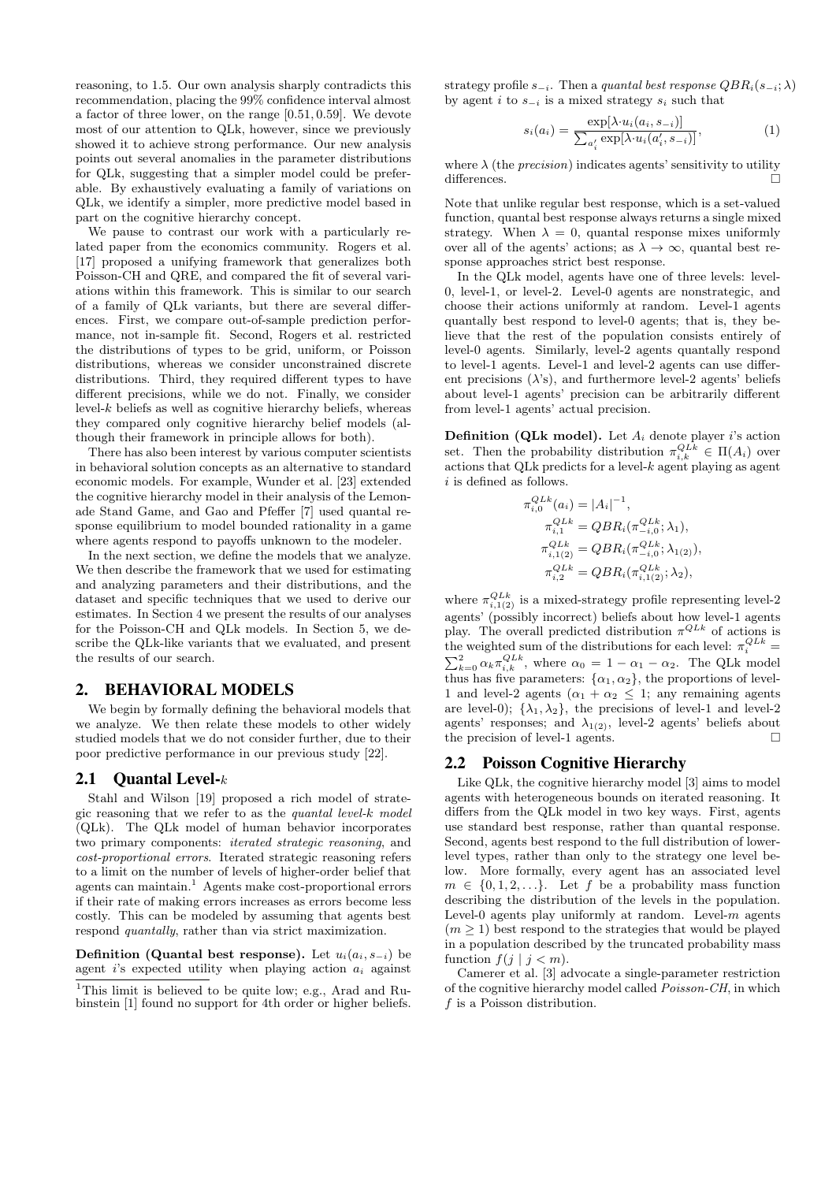reasoning, to 1.5. Our own analysis sharply contradicts this recommendation, placing the 99% confidence interval almost a factor of three lower, on the range [0.51, 0.59]. We devote most of our attention to QLk, however, since we previously showed it to achieve strong performance. Our new analysis points out several anomalies in the parameter distributions for QLk, suggesting that a simpler model could be preferable. By exhaustively evaluating a family of variations on QLk, we identify a simpler, more predictive model based in part on the cognitive hierarchy concept.

We pause to contrast our work with a particularly related paper from the economics community. Rogers et al. [17] proposed a unifying framework that generalizes both Poisson-CH and QRE, and compared the fit of several variations within this framework. This is similar to our search of a family of QLk variants, but there are several differences. First, we compare out-of-sample prediction performance, not in-sample fit. Second, Rogers et al. restricted the distributions of types to be grid, uniform, or Poisson distributions, whereas we consider unconstrained discrete distributions. Third, they required different types to have different precisions, while we do not. Finally, we consider level-$k$ beliefs as well as cognitive hierarchy beliefs, whereas they compared only cognitive hierarchy belief models (although their framework in principle allows for both).

There has also been interest by various computer scientists in behavioral solution concepts as an alternative to standard economic models. For example, Wunder et al. [23] extended the cognitive hierarchy model in their analysis of the Lemonade Stand Game, and Gao and Pfeffer [7] used quantal response equilibrium to model bounded rationality in a game where agents respond to payoffs unknown to the modeler.

In the next section, we define the models that we analyze. We then describe the framework that we used for estimating and analyzing parameters and their distributions, and the dataset and specific techniques that we used to derive our estimates. In Section 4 we present the results of our analyses for the Poisson-CH and QLk models. In Section 5, we describe the QLk-like variants that we evaluated, and present the results of our search.

## 2. BEHAVIORAL MODELS

We begin by formally defining the behavioral models that we analyze. We then relate these models to other widely studied models that we do not consider further, due to their poor predictive performance in our previous study [22].

### 2.1 Quantal Level-$k$

Stahl and Wilson [19] proposed a rich model of strategic reasoning that we refer to as the *quantal level-k model* (QLk). The QLk model of human behavior incorporates two primary components: *iterated strategic reasoning*, and *cost-proportional errors*. Iterated strategic reasoning refers to a limit on the number of levels of higher-order belief that agents can maintain.[1] Agents make cost-proportional errors if their rate of making errors increases as errors become less costly. This can be modeled by assuming that agents best respond *quantally*, rather than via strict maximization.

**Definition (Quantal best response).** Let $u_i(a_i, s_{-i})$ be agent $i$'s expected utility when playing action $a_i$ against strategy profile $s_{-i}$. Then a *quantal best response* $QBR_i(s_{-i}; \lambda)$ by agent $i$ to $s_{-i}$ is a mixed strategy $s_i$ such that

$$s_i(a_i) = \frac{\exp[\lambda \cdot u_i(a_i, s_{-i})]}{\sum_{a_i'} \exp[\lambda \cdot u_i(a_i', s_{-i})]}, \tag{1}$$

where $\lambda$ (the *precision*) indicates agents' sensitivity to utility differences. □

Note that unlike regular best response, which is a set-valued function, quantal best response always returns a single mixed strategy. When $\lambda = 0$, quantal response mixes uniformly over all of the agents' actions; as $\lambda \to \infty$, quantal best response approaches strict best response.

In the QLk model, agents have one of three levels: level-0, level-1, or level-2. Level-0 agents are nonstrategic, and choose their actions uniformly at random. Level-1 agents quantally best respond to level-0 agents; that is, they believe that the rest of the population consists entirely of level-0 agents. Similarly, level-2 agents quantally respond to level-1 agents. Level-1 and level-2 agents can use different precisions ($\lambda$'s), and furthermore level-2 agents' beliefs about level-1 agents' precision can be arbitrarily different from level-1 agents' actual precision.

**Definition (QLk model).** Let $A_i$ denote player $i$'s action set. Then the probability distribution $\pi_{i,k}^{QLk} \in \Pi(A_i)$ over actions that QLk predicts for a level-$k$ agent playing as agent $i$ is defined as follows.

$$\pi_{i,0}^{QLk}(a_i) = |A_i|^{-1},$$
$$\pi_{i,1}^{QLk} = QBR_i(\pi_{-i,0}^{QLk}; \lambda_1),$$
$$\pi_{i,1(2)}^{QLk} = QBR_i(\pi_{-i,0}^{QLk}; \lambda_{1(2)}),$$
$$\pi_{i,2}^{QLk} = QBR_i(\pi_{i,1(2)}^{QLk}; \lambda_2),$$

where $\pi_{i,1(2)}^{QLk}$ is a mixed-strategy profile representing level-2 agents' (possibly incorrect) beliefs about how level-1 agents play. The overall predicted distribution $\pi^{QLk}$ of actions is the weighted sum of the distributions for each level: $\pi_i^{QLk} = \sum_{k=0}^{2} \alpha_k \pi_{i,k}^{QLk}$, where $\alpha_0 = 1 - \alpha_1 - \alpha_2$. The QLk model thus has five parameters: $\{\alpha_1, \alpha_2\}$, the proportions of level-1 and level-2 agents ($\alpha_1 + \alpha_2 \leq 1$; any remaining agents are level-0); $\{\lambda_1, \lambda_2\}$, the precisions of level-1 and level-2 agents' responses; and $\lambda_{1(2)}$, level-2 agents' beliefs about the precision of level-1 agents. □

### 2.2 Poisson Cognitive Hierarchy

Like QLk, the cognitive hierarchy model [3] aims to model agents with heterogeneous bounds on iterated reasoning. It differs from the QLk model in two key ways. First, agents use standard best response, rather than quantal response. Second, agents best respond to the full distribution of lower-level types, rather than only to the strategy one level below. More formally, every agent has an associated level $m \in \{0, 1, 2, \ldots\}$. Let $f$ be a probability mass function describing the distribution of the levels in the population. Level-0 agents play uniformly at random. Level-$m$ agents ($m \geq 1$) best respond to the strategies that would be played in a population described by the truncated probability mass function $f(j \mid j < m)$.

Camerer et al. [3] advocate a single-parameter restriction of the cognitive hierarchy model called *Poisson-CH*, in which $f$ is a Poisson distribution.

[1] This limit is believed to be quite low; e.g., Arad and Rubinstein [1] found no support for 4th order or higher beliefs.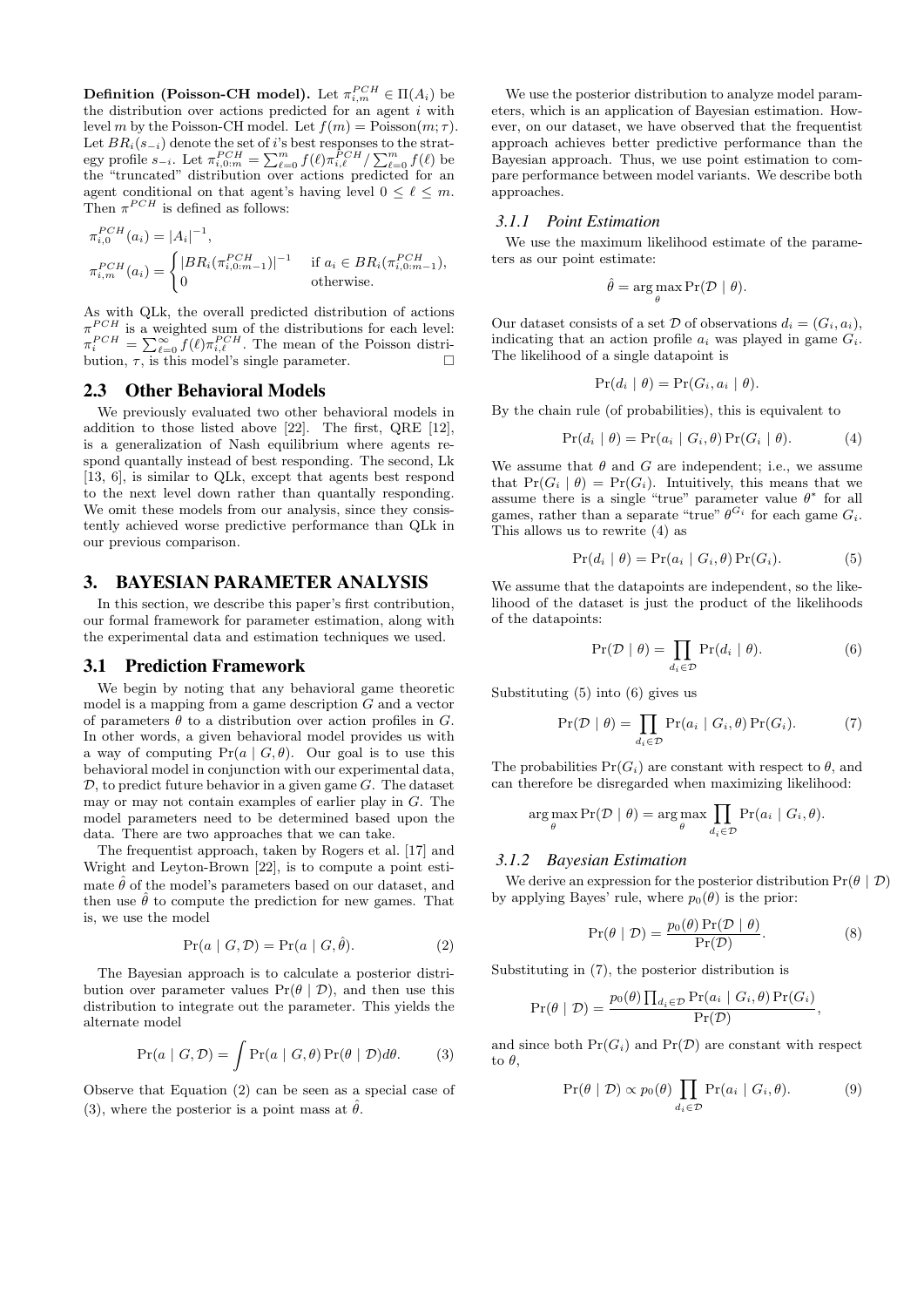**Definition (Poisson-CH model).** Let $\pi_{i,m}^{PCH} \in \Pi(A_i)$ be the distribution over actions predicted for an agent $i$ with level $m$ by the Poisson-CH model. Let $f(m) = \text{Poisson}(m; \tau)$. Let $BR_i(s_{-i})$ denote the set of $i$'s best responses to the strategy profile $s_{-i}$. Let $\pi_{i,0:m}^{PCH} = \sum_{\ell=0}^{m} f(\ell)\pi_{i,\ell}^{PCH} / \sum_{\ell=0}^{m} f(\ell)$ be the "truncated" distribution over actions predicted for an agent conditional on that agent's having level $0 \leq \ell \leq m$. Then $\pi^{PCH}$ is defined as follows:

$$\pi_{i,0}^{PCH}(a_i) = |A_i|^{-1},$$

$$\pi_{i,m}^{PCH}(a_i) = \begin{cases} |BR_i(\pi_{i,0:m-1}^{PCH})|^{-1} & \text{if } a_i \in BR_i(\pi_{i,0:m-1}^{PCH}), \\ 0 & \text{otherwise.} \end{cases}$$

As with QLk, the overall predicted distribution of actions $\pi^{PCH}$ is a weighted sum of the distributions for each level: $\pi_i^{PCH} = \sum_{\ell=0}^{\infty} f(\ell)\pi_{i,\ell}^{PCH}$. The mean of the Poisson distribution, $\tau$, is this model's single parameter. □

## 2.3 Other Behavioral Models

We previously evaluated two other behavioral models in addition to those listed above [22]. The first, QRE [12], is a generalization of Nash equilibrium where agents respond quantally instead of best responding. The second, Lk [13, 6], is similar to QLk, except that agents best respond to the next level down rather than quantally responding. We omit these models from our analysis, since they consistently achieved worse predictive performance than QLk in our previous comparison.

# 3. BAYESIAN PARAMETER ANALYSIS

In this section, we describe this paper's first contribution, our formal framework for parameter estimation, along with the experimental data and estimation techniques we used.

## 3.1 Prediction Framework

We begin by noting that any behavioral game theoretic model is a mapping from a game description $G$ and a vector of parameters $\theta$ to a distribution over action profiles in $G$. In other words, a given behavioral model provides us with a way of computing $\Pr(a \mid G, \theta)$. Our goal is to use this behavioral model in conjunction with our experimental data, $\mathcal{D}$, to predict future behavior in a given game $G$. The dataset may or may not contain examples of earlier play in $G$. The model parameters need to be determined based upon the data. There are two approaches that we can take.

The frequentist approach, taken by Rogers et al. [17] and Wright and Leyton-Brown [22], is to compute a point estimate $\hat{\theta}$ of the model's parameters based on our dataset, and then use $\hat{\theta}$ to compute the prediction for new games. That is, we use the model

$$\Pr(a \mid G, \mathcal{D}) = \Pr(a \mid G, \hat{\theta}). \tag{2}$$

The Bayesian approach is to calculate a posterior distribution over parameter values $\Pr(\theta \mid \mathcal{D})$, and then use this distribution to integrate out the parameter. This yields the alternate model

$$\Pr(a \mid G, \mathcal{D}) = \int \Pr(a \mid G, \theta) \Pr(\theta \mid \mathcal{D}) d\theta. \tag{3}$$

Observe that Equation (2) can be seen as a special case of (3), where the posterior is a point mass at $\hat{\theta}$.

We use the posterior distribution to analyze model parameters, which is an application of Bayesian estimation. However, on our dataset, we have observed that the frequentist approach achieves better predictive performance than the Bayesian approach. Thus, we use point estimation to compare performance between model variants. We describe both approaches.

### 3.1.1 Point Estimation

We use the maximum likelihood estimate of the parameters as our point estimate:

$$\hat{\theta} = \arg\max_{\theta} \Pr(\mathcal{D} \mid \theta).$$

Our dataset consists of a set $\mathcal{D}$ of observations $d_i = (G_i, a_i)$, indicating that an action profile $a_i$ was played in game $G_i$. The likelihood of a single datapoint is

$$\Pr(d_i \mid \theta) = \Pr(G_i, a_i \mid \theta).$$

By the chain rule (of probabilities), this is equivalent to

$$\Pr(d_i \mid \theta) = \Pr(a_i \mid G_i, \theta) \Pr(G_i \mid \theta). \tag{4}$$

We assume that $\theta$ and $G$ are independent; i.e., we assume that $\Pr(G_i \mid \theta) = \Pr(G_i)$. Intuitively, this means that we assume there is a single "true" parameter value $\theta^*$ for all games, rather than a separate "true" $\theta^{G_i}$ for each game $G_i$. This allows us to rewrite (4) as

$$\Pr(d_i \mid \theta) = \Pr(a_i \mid G_i, \theta) \Pr(G_i). \tag{5}$$

We assume that the datapoints are independent, so the likelihood of the dataset is just the product of the likelihoods of the datapoints:

$$\Pr(\mathcal{D} \mid \theta) = \prod_{d_i \in \mathcal{D}} \Pr(d_i \mid \theta). \tag{6}$$

Substituting (5) into (6) gives us

$$\Pr(\mathcal{D} \mid \theta) = \prod_{d_i \in \mathcal{D}} \Pr(a_i \mid G_i, \theta) \Pr(G_i). \tag{7}$$

The probabilities $\Pr(G_i)$ are constant with respect to $\theta$, and can therefore be disregarded when maximizing likelihood:

$$\arg\max_{\theta} \Pr(\mathcal{D} \mid \theta) = \arg\max_{\theta} \prod_{d_i \in \mathcal{D}} \Pr(a_i \mid G_i, \theta).$$

### 3.1.2 Bayesian Estimation

We derive an expression for the posterior distribution $\Pr(\theta \mid \mathcal{D})$ by applying Bayes' rule, where $p_0(\theta)$ is the prior:

$$\Pr(\theta \mid \mathcal{D}) = \frac{p_0(\theta) \Pr(\mathcal{D} \mid \theta)}{\Pr(\mathcal{D})}. \tag{8}$$

Substituting in (7), the posterior distribution is

$$\Pr(\theta \mid \mathcal{D}) = \frac{p_0(\theta) \prod_{d_i \in \mathcal{D}} \Pr(a_i \mid G_i, \theta) \Pr(G_i)}{\Pr(\mathcal{D})},$$

and since both $\Pr(G_i)$ and $\Pr(\mathcal{D})$ are constant with respect to $\theta$,

$$\Pr(\theta \mid \mathcal{D}) \propto p_0(\theta) \prod_{d_i \in \mathcal{D}} \Pr(a_i \mid G_i, \theta). \tag{9}$$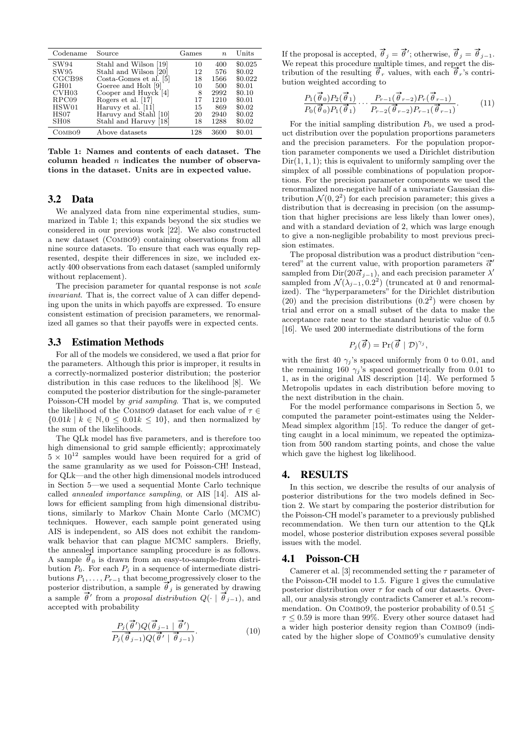| Codename | Source | Games | $n$ | Units |
|---|---|---|---|---|
| SW94 | Stahl and Wilson [19] | 10 | 400 | \$0.025 |
| SW95 | Stahl and Wilson [20] | 12 | 576 | \$0.02 |
| CGCB98 | Costa-Gomes et al. [5] | 18 | 1566 | \$0.022 |
| GH01 | Goeree and Holt [9] | 10 | 500 | \$0.01 |
| CVH03 | Cooper and Huyck [4] | 8 | 2992 | \$0.10 |
| RPC09 | Rogers et al. [17] | 17 | 1210 | \$0.01 |
| HSW01 | Haruvy et al. [11] | 15 | 869 | \$0.02 |
| HS07 | Haruvy and Stahl [10] | 20 | 2940 | \$0.02 |
| SH08 | Stahl and Haruvy [18] | 18 | 1288 | \$0.02 |
| Combo9 | Above datasets | 128 | 3600 | \$0.01 |

**Table 1: Names and contents of each dataset. The column headed $n$ indicates the number of observations in the dataset. Units are in expected value.**

## 3.2 Data

We analyzed data from nine experimental studies, summarized in Table 1; this expands beyond the six studies we considered in our previous work [22]. We also constructed a new dataset (Combo9) containing observations from all nine source datasets. To ensure that each was equally represented, despite their differences in size, we included exactly 400 observations from each dataset (sampled uniformly without replacement).

The precision parameter for quantal response is not *scale invariant*. That is, the correct value of $\lambda$ can differ depending upon the units in which payoffs are expressed. To ensure consistent estimation of precision parameters, we renormalized all games so that their payoffs were in expected cents.

## 3.3 Estimation Methods

For all of the models we considered, we used a flat prior for the parameters. Although this prior is improper, it results in a correctly-normalized posterior distribution; the posterior distribution in this case reduces to the likelihood [8]. We computed the posterior distribution for the single-parameter Poisson-CH model by *grid sampling*. That is, we computed the likelihood of the Combo9 dataset for each value of $\tau \in \{0.01k \mid k \in \mathbb{N}, 0 \leq 0.01k \leq 10\}$, and then normalized by the sum of the likelihoods.

The QLk model has five parameters, and is therefore too high dimensional to grid sample efficiently; approximately $5 \times 10^{12}$ samples would have been required for a grid of the same granularity as we used for Poisson-CH! Instead, for QLk—and the other high dimensional models introduced in Section 5—we used a sequential Monte Carlo technique called *annealed importance sampling*, or AIS [14]. AIS allows for efficient sampling from high dimensional distributions, similarly to Markov Chain Monte Carlo (MCMC) techniques. However, each sample point generated using AIS is independent, so AIS does not exhibit the random-walk behavior that can plague MCMC samplers. Briefly, the annealed importance sampling procedure is as follows. A sample $\vec{\theta}_0$ is drawn from an easy-to-sample-from distribution $P_0$. For each $P_j$ in a sequence of intermediate distributions $P_1, \ldots, P_{r-1}$ that become progressively closer to the posterior distribution, a sample $\vec{\theta}_j$ is generated by drawing a sample $\vec{\theta}'$ from a *proposal distribution* $Q(\cdot \mid \vec{\theta}_{j-1})$, and accepted with probability

$$\frac{P_j(\vec{\theta}')Q(\vec{\theta}_{j-1} \mid \vec{\theta}')}{P_j(\vec{\theta}_{j-1})Q(\vec{\theta}' \mid \vec{\theta}_{j-1})}. \tag{10}$$

If the proposal is accepted, $\vec{\theta}_j = \vec{\theta}'$; otherwise, $\vec{\theta}_j = \vec{\theta}_{j-1}$. We repeat this procedure multiple times, and report the distribution of the resulting $\vec{\theta}_r$ values, with each $\vec{\theta}_r$'s contribution weighted according to

$$\frac{P_1(\vec{\theta}_0)P_2(\vec{\theta}_1)}{P_0(\vec{\theta}_0)P_1(\vec{\theta}_1)} \cdots \frac{P_{r-1}(\vec{\theta}_{r-2})P_r(\vec{\theta}_{r-1})}{P_{r-2}(\vec{\theta}_{r-2})P_{r-1}(\vec{\theta}_{r-1})}. \tag{11}$$

For the initial sampling distribution $P_0$, we used a product distribution over the population proportions parameters and the precision parameters. For the population proportion parameter components we used a Dirichlet distribution $\mathrm{Dir}(1,1,1)$; this is equivalent to uniformly sampling over the simplex of all possible combinations of population proportions. For the precision parameter components we used the renormalized non-negative half of a univariate Gaussian distribution $\mathcal{N}(0, 2^2)$ for each precision parameter; this gives a distribution that is decreasing in precision (on the assumption that higher precisions are less likely than lower ones), and with a standard deviation of 2, which was large enough to give a non-negligible probability to most previous precision estimates.

The proposal distribution was a product distribution "centered" at the current value, with proportion parameters $\vec{\alpha}'$ sampled from $\mathrm{Dir}(20\vec{\alpha}_{j-1})$, and each precision parameter $\lambda'$ sampled from $\mathcal{N}(\lambda_{j-1}, 0.2^2)$ (truncated at 0 and renormalized). The "hyperparameters" for the Dirichlet distribution (20) and the precision distributions ($0.2^2$) were chosen by trial and error on a small subset of the data to make the acceptance rate near to the standard heuristic value of 0.5 [16]. We used 200 intermediate distributions of the form

$$P_j(\vec{\theta}) = \Pr(\vec{\theta} \mid \mathcal{D})^{\gamma_j},$$

with the first 40 $\gamma_j$'s spaced uniformly from 0 to 0.01, and the remaining 160 $\gamma_j$'s spaced geometrically from 0.01 to 1, as in the original AIS description [14]. We performed 5 Metropolis updates in each distribution before moving to the next distribution in the chain.

For the model performance comparisons in Section 5, we computed the parameter point-estimates using the Nelder-Mead simplex algorithm [15]. To reduce the danger of getting caught in a local minimum, we repeated the optimization from 500 random starting points, and chose the value which gave the highest log likelihood.

# 4. RESULTS

In this section, we describe the results of our analysis of posterior distributions for the two models defined in Section 2. We start by comparing the posterior distribution for the Poisson-CH model's parameter to a previously published recommendation. We then turn our attention to the QLk model, whose posterior distribution exposes several possible issues with the model.

## 4.1 Poisson-CH

Camerer et al. [3] recommended setting the $\tau$ parameter of the Poisson-CH model to 1.5. Figure 1 gives the cumulative posterior distribution over $\tau$ for each of our datasets. Overall, our analysis strongly contradicts Camerer et al.'s recommendation. On Combo9, the posterior probability of $0.51 \leq \tau \leq 0.59$ is more than 99%. Every other source dataset had a wider high posterior density region than Combo9 (indicated by the higher slope of Combo9's cumulative density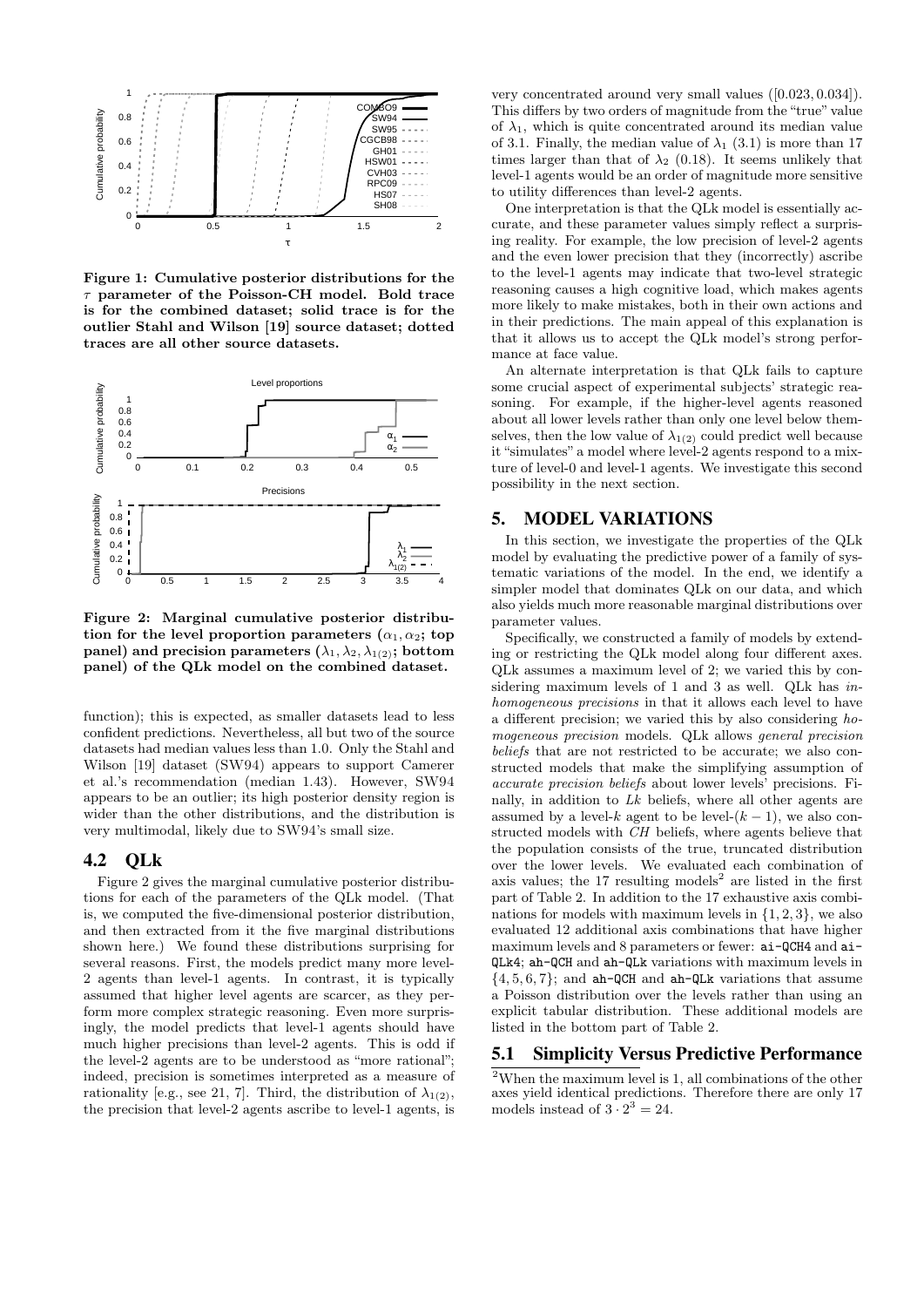**Figure 1: Cumulative posterior distributions for the $\tau$ parameter of the Poisson-CH model. Bold trace is for the combined dataset; solid trace is for the outlier Stahl and Wilson [19] source dataset; dotted traces are all other source datasets.**

**Figure 2: Marginal cumulative posterior distribution for the level proportion parameters ($\alpha_1, \alpha_2$; top panel) and precision parameters ($\lambda_1, \lambda_2, \lambda_{1(2)}$; bottom panel) of the QLk model on the combined dataset.**

function); this is expected, as smaller datasets lead to less confident predictions. Nevertheless, all but two of the source datasets had median values less than 1.0. Only the Stahl and Wilson [19] dataset (SW94) appears to support Camerer et al.'s recommendation (median 1.43). However, SW94 appears to be an outlier; its high posterior density region is wider than the other distributions, and the distribution is very multimodal, likely due to SW94's small size.

## 4.2 QLk

Figure 2 gives the marginal cumulative posterior distributions for each of the parameters of the QLk model. (That is, we computed the five-dimensional posterior distribution, and then extracted from it the five marginal distributions shown here.) We found these distributions surprising for several reasons. First, the models predict many more level-2 agents than level-1 agents. In contrast, it is typically assumed that higher level agents are scarcer, as they perform more complex strategic reasoning. Even more surprisingly, the model predicts that level-1 agents should have much higher precisions than level-2 agents. This is odd if the level-2 agents are to be understood as "more rational"; indeed, precision is sometimes interpreted as a measure of rationality [e.g., see 21, 7]. Third, the distribution of $\lambda_{1(2)}$, the precision that level-2 agents ascribe to level-1 agents, is very concentrated around very small values ($[0.023, 0.034]$). This differs by two orders of magnitude from the "true" value of $\lambda_1$, which is quite concentrated around its median value of 3.1. Finally, the median value of $\lambda_1$ (3.1) is more than 17 times larger than that of $\lambda_2$ (0.18). It seems unlikely that level-1 agents would be an order of magnitude more sensitive to utility differences than level-2 agents.

One interpretation is that the QLk model is essentially accurate, and these parameter values simply reflect a surprising reality. For example, the low precision of level-2 agents and the even lower precision that they (incorrectly) ascribe to the level-1 agents may indicate that two-level strategic reasoning causes a high cognitive load, which makes agents more likely to make mistakes, both in their own actions and in their predictions. The main appeal of this explanation is that it allows us to accept the QLk model's strong performance at face value.

An alternate interpretation is that QLk fails to capture some crucial aspect of experimental subjects' strategic reasoning. For example, if the higher-level agents reasoned about all lower levels rather than only one level below themselves, then the low value of $\lambda_{1(2)}$ could predict well because it "simulates" a model where level-2 agents respond to a mixture of level-0 and level-1 agents. We investigate this second possibility in the next section.

# 5. MODEL VARIATIONS

In this section, we investigate the properties of the QLk model by evaluating the predictive power of a family of systematic variations of the model. In the end, we identify a simpler model that dominates QLk on our data, and which also yields much more reasonable marginal distributions over parameter values.

Specifically, we constructed a family of models by extending or restricting the QLk model along four different axes. QLk assumes a maximum level of 2; we varied this by considering maximum levels of 1 and 3 as well. QLk has *inhomogeneous precisions* in that it allows each level to have a different precision; we varied this by also considering *homogeneous precision* models. QLk allows *general precision beliefs* that are not restricted to be accurate; we also constructed models that make the simplifying assumption of *accurate precision beliefs* about lower levels' precisions. Finally, in addition to *Lk* beliefs, where all other agents are assumed by a level-$k$ agent to be level-$(k-1)$, we also constructed models with *CH* beliefs, where agents believe that the population consists of the true, truncated distribution over the lower levels. We evaluated each combination of axis values; the 17 resulting models[2] are listed in the first part of Table 2. In addition to the 17 exhaustive axis combinations for models with maximum levels in $\{1, 2, 3\}$, we also evaluated 12 additional axis combinations that have higher maximum levels and 8 parameters or fewer: `ai-QCH4` and `ai-QLk4`; `ah-QCH` and `ah-QLk` variations with maximum levels in $\{4, 5, 6, 7\}$; and `ah-QCH` and `ah-QLk` variations that assume a Poisson distribution over the levels rather than using an explicit tabular distribution. These additional models are listed in the bottom part of Table 2.

## 5.1 Simplicity Versus Predictive Performance

[2] When the maximum level is 1, all combinations of the other axes yield identical predictions. Therefore there are only 17 models instead of $3 \cdot 2^3 = 24$.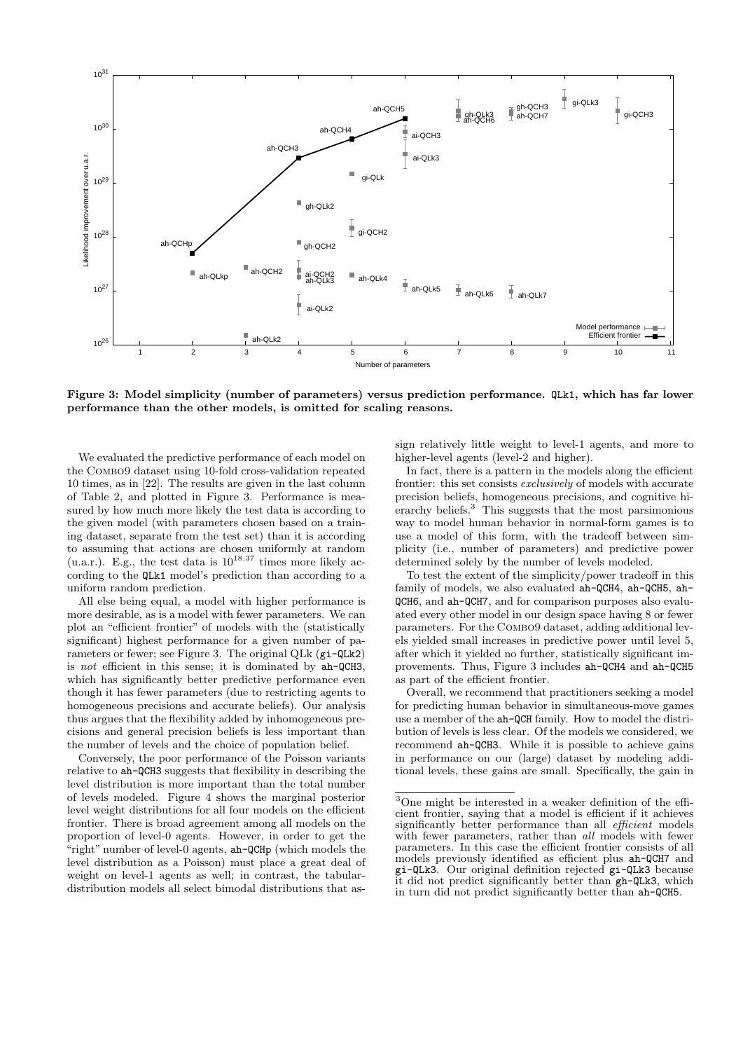**Figure 3: Model simplicity (number of parameters) versus prediction performance. QLk1, which has far lower performance than the other models, is omitted for scaling reasons.**

We evaluated the predictive performance of each model on the Combo9 dataset using 10-fold cross-validation repeated 10 times, as in [22]. The results are given in the last column of Table 2, and plotted in Figure 3. Performance is measured by how much more likely the test data is according to the given model (with parameters chosen based on a training dataset, separate from the test set) than it is according to assuming that actions are chosen uniformly at random (u.a.r.). E.g., the test data is $10^{18.37}$ times more likely according to the QLk1 model's prediction than according to a uniform random prediction.

All else being equal, a model with higher performance is more desirable, as is a model with fewer parameters. We can plot an "efficient frontier" of models with the (statistically significant) highest performance for a given number of parameters or fewer; see Figure 3. The original QLk (gi-QLk2) is *not* efficient in this sense; it is dominated by ah-QCH3, which has significantly better predictive performance even though it has fewer parameters (due to restricting agents to homogeneous precisions and accurate beliefs). Our analysis thus argues that the flexibility added by inhomogeneous precisions and general precision beliefs is less important than the number of levels and the choice of population belief.

Conversely, the poor performance of the Poisson variants relative to ah-QCH3 suggests that flexibility in describing the level distribution is more important than the total number of levels modeled. Figure 4 shows the marginal posterior level weight distributions for all four models on the efficient frontier. There is broad agreement among all models on the proportion of level-0 agents. However, in order to get the "right" number of level-0 agents, ah-QCHp (which models the level distribution as a Poisson) must place a great deal of weight on level-1 agents as well; in contrast, the tabular-distribution models all select bimodal distributions that assign relatively little weight to level-1 agents, and more to higher-level agents (level-2 and higher).

In fact, there is a pattern in the models along the efficient frontier: this set consists *exclusively* of models with accurate precision beliefs, homogeneous precisions, and cognitive hierarchy beliefs.[3] This suggests that the most parsimonious way to model human behavior in normal-form games is to use a model of this form, with the tradeoff between simplicity (i.e., number of parameters) and predictive power determined solely by the number of levels modeled.

To test the extent of the simplicity/power tradeoff in this family of models, we also evaluated ah-QCH4, ah-QCH5, ah-QCH6, and ah-QCH7, and for comparison purposes also evaluated every other model in our design space having 8 or fewer parameters. For the Combo9 dataset, adding additional levels yielded small increases in predictive power until level 5, after which it yielded no further, statistically significant improvements. Thus, Figure 3 includes ah-QCH4 and ah-QCH5 as part of the efficient frontier.

Overall, we recommend that practitioners seeking a model for predicting human behavior in simultaneous-move games use a member of the ah-QCH family. How to model the distribution of levels is less clear. Of the models we considered, we recommend ah-QCH3. While it is possible to achieve gains in performance on our (large) dataset by modeling additional levels, these gains are small. Specifically, the gain in

[3] One might be interested in a weaker definition of the efficient frontier, saying that a model is efficient if it achieves significantly better performance than all *efficient* models with fewer parameters, rather than *all* models with fewer parameters. In this case the efficient frontier consists of all models previously identified as efficient plus ah-QCH7 and gi-QLk3. Our original definition rejected gi-QLk3 because it did not predict significantly better than gh-QLk3, which in turn did not predict significantly better than ah-QCH5.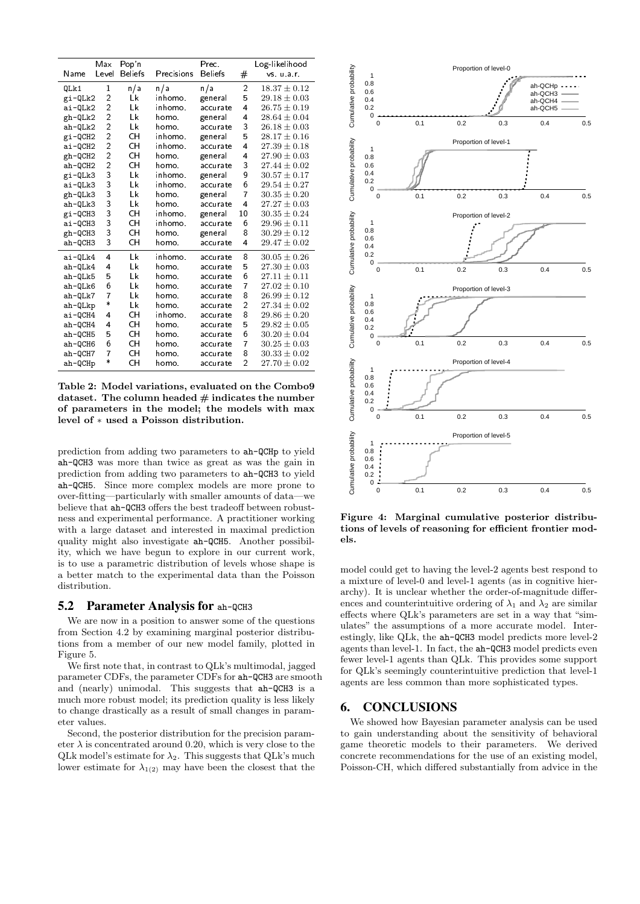| Name | Max Level | Pop'n Beliefs | Precisions | Prec. Beliefs | # | Log-likelihood vs. u.a.r. |
|---|---|---|---|---|---|---|
| QLk1 | 1 | n/a | n/a | n/a | 2 | $18.37 \pm 0.12$ |
| gi-QLk2 | 2 | Lk | inhomo. | general | 5 | $29.18 \pm 0.03$ |
| ai-QLk2 | 2 | Lk | inhomo. | accurate | 4 | $26.75 \pm 0.19$ |
| gh-QLk2 | 2 | Lk | homo. | general | 4 | $28.64 \pm 0.04$ |
| ah-QLk2 | 2 | Lk | homo. | accurate | 3 | $26.18 \pm 0.03$ |
| gi-QCH2 | 2 | CH | inhomo. | general | 5 | $28.17 \pm 0.16$ |
| ai-QCH2 | 2 | CH | inhomo. | accurate | 4 | $27.39 \pm 0.18$ |
| gh-QCH2 | 2 | CH | homo. | general | 4 | $27.90 \pm 0.03$ |
| ah-QCH2 | 2 | CH | homo. | accurate | 3 | $27.44 \pm 0.02$ |
| gi-QLk3 | 3 | Lk | inhomo. | general | 9 | $30.57 \pm 0.17$ |
| ai-QLk3 | 3 | Lk | inhomo. | accurate | 6 | $29.54 \pm 0.27$ |
| gh-QLk3 | 3 | Lk | homo. | general | 7 | $30.35 \pm 0.20$ |
| ah-QLk3 | 3 | Lk | homo. | accurate | 4 | $27.27 \pm 0.03$ |
| gi-QCH3 | 3 | CH | inhomo. | general | 10 | $30.35 \pm 0.24$ |
| ai-QCH3 | 3 | CH | inhomo. | accurate | 6 | $29.96 \pm 0.11$ |
| gh-QCH3 | 3 | CH | homo. | general | 8 | $30.29 \pm 0.12$ |
| ah-QCH3 | 3 | CH | homo. | accurate | 4 | $29.47 \pm 0.02$ |
| ai-QLk4 | 4 | Lk | inhomo. | accurate | 8 | $30.05 \pm 0.26$ |
| ah-QLk4 | 4 | Lk | homo. | accurate | 5 | $27.30 \pm 0.03$ |
| ah-QLk5 | 5 | Lk | homo. | accurate | 6 | $27.11 \pm 0.11$ |
| ah-QLk6 | 6 | Lk | homo. | accurate | 7 | $27.02 \pm 0.10$ |
| ah-QLk7 | 7 | Lk | homo. | accurate | 8 | $26.99 \pm 0.12$ |
| ah-QLkp | * | Lk | homo. | accurate | 2 | $27.34 \pm 0.02$ |
| ai-QCH4 | 4 | CH | inhomo. | accurate | 8 | $29.86 \pm 0.20$ |
| ah-QCH4 | 4 | CH | homo. | accurate | 5 | $29.82 \pm 0.05$ |
| ah-QCH5 | 5 | CH | homo. | accurate | 6 | $30.20 \pm 0.04$ |
| ah-QCH6 | 6 | CH | homo. | accurate | 7 | $30.25 \pm 0.03$ |
| ah-QCH7 | 7 | CH | homo. | accurate | 8 | $30.33 \pm 0.02$ |
| ah-QCHp | * | CH | homo. | accurate | 2 | $27.70 \pm 0.02$ |

**Table 2: Model variations, evaluated on the Combo9 dataset. The column headed # indicates the number of parameters in the model; the models with max level of $*$ used a Poisson distribution.**

prediction from adding two parameters to ah-QCHp to yield ah-QCH3 was more than twice as great as was the gain in prediction from adding two parameters to ah-QCH3 to yield ah-QCH5. Since more complex models are more prone to over-fitting—particularly with smaller amounts of data—we believe that ah-QCH3 offers the best tradeoff between robustness and experimental performance. A practitioner working with a large dataset and interested in maximal prediction quality might also investigate ah-QCH5. Another possibility, which we have begun to explore in our current work, is to use a parametric distribution of levels whose shape is a better match to the experimental data than the Poisson distribution.

## 5.2 Parameter Analysis for ah-QCH3

We are now in a position to answer some of the questions from Section 4.2 by examining marginal posterior distributions from a member of our new model family, plotted in Figure 5.

We first note that, in contrast to QLk's multimodal, jagged parameter CDFs, the parameter CDFs for ah-QCH3 are smooth and (nearly) unimodal. This suggests that ah-QCH3 is a much more robust model; its prediction quality is less likely to change drastically as a result of small changes in parameter values.

Second, the posterior distribution for the precision parameter $\lambda$ is concentrated around 0.20, which is very close to the QLk model's estimate for $\lambda_2$. This suggests that QLk's much lower estimate for $\lambda_{1(2)}$ may have been the closest that the

**Figure 4: Marginal cumulative posterior distributions of levels of reasoning for efficient frontier models.**

model could get to having the level-2 agents best respond to a mixture of level-0 and level-1 agents (as in cognitive hierarchy). It is unclear whether the order-of-magnitude differences and counterintuitive ordering of $\lambda_1$ and $\lambda_2$ are similar effects where QLk's parameters are set in a way that "simulates" the assumptions of a more accurate model. Interestingly, like QLk, the ah-QCH3 model predicts more level-2 agents than level-1. In fact, the ah-QCH3 model predicts even fewer level-1 agents than QLk. This provides some support for QLk's seemingly counterintuitive prediction that level-1 agents are less common than more sophisticated types.

# 6. CONCLUSIONS

We showed how Bayesian parameter analysis can be used to gain understanding about the sensitivity of behavioral game theoretic models to their parameters. We derived concrete recommendations for the use of an existing model, Poisson-CH, which differed substantially from advice in the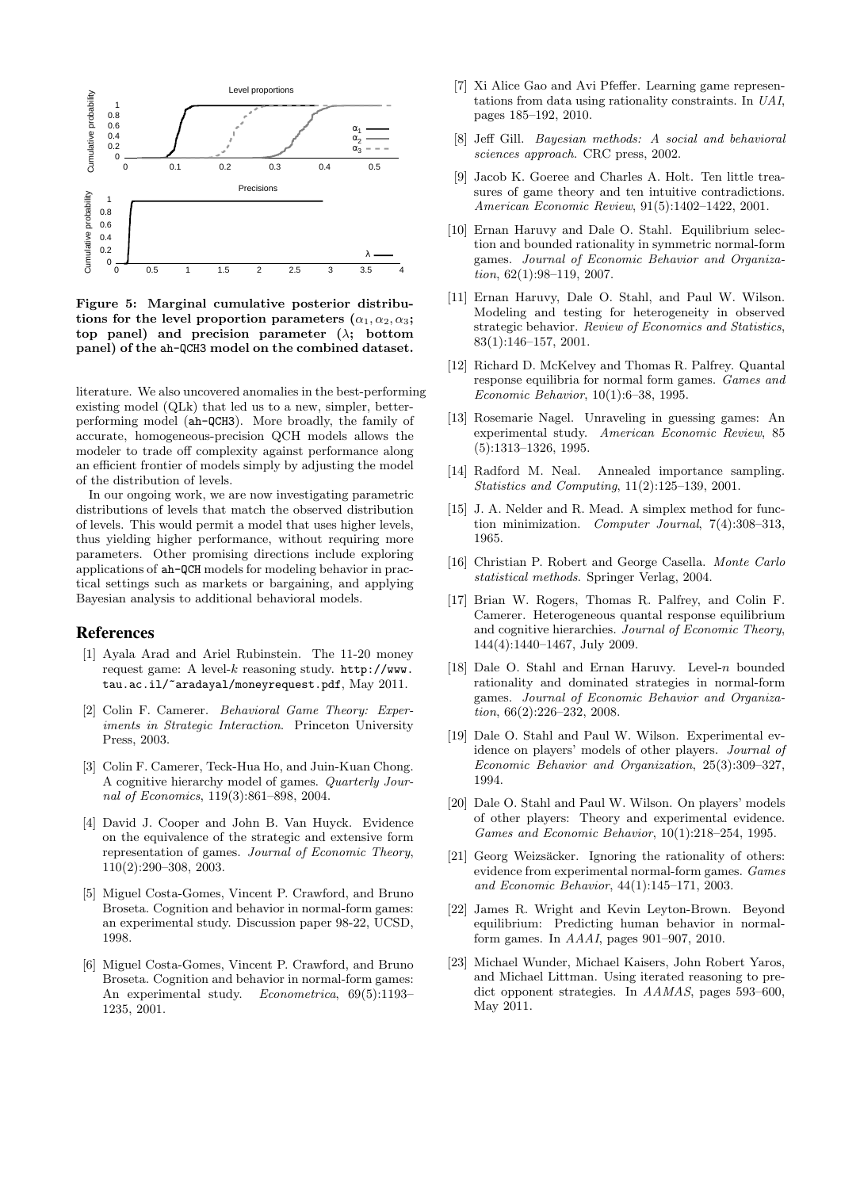Level proportions

Cumulative probability

1
0.8
0.6
0.4
0.2
0

0 0.1 0.2 0.3 0.4 0.5

$\alpha_1$
$\alpha_2$
$\alpha_3$

Precisions

Cumulative probability

1
0.8
0.6
0.4
0.2
0

0 0.5 1 1.5 2 2.5 3 3.5 4

$\lambda$

**Figure 5: Marginal cumulative posterior distributions for the level proportion parameters ($\alpha_1, \alpha_2, \alpha_3$; top panel) and precision parameter ($\lambda$; bottom panel) of the ah-QCH3 model on the combined dataset.**

literature. We also uncovered anomalies in the best-performing existing model (QLk) that led us to a new, simpler, better-performing model (ah-QCH3). More broadly, the family of accurate, homogeneous-precision QCH models allows the modeler to trade off complexity against performance along an efficient frontier of models simply by adjusting the model of the distribution of levels.

In our ongoing work, we are now investigating parametric distributions of levels that match the observed distribution of levels. This would permit a model that uses higher levels, thus yielding higher performance, without requiring more parameters. Other promising directions include exploring applications of ah-QCH models for modeling behavior in practical settings such as markets or bargaining, and applying Bayesian analysis to additional behavioral models.

## References

[1] Ayala Arad and Ariel Rubinstein. The 11-20 money request game: A level-$k$ reasoning study. http://www.tau.ac.il/~aradayal/moneyrequest.pdf, May 2011.

[2] Colin F. Camerer. *Behavioral Game Theory: Experiments in Strategic Interaction*. Princeton University Press, 2003.

[3] Colin F. Camerer, Teck-Hua Ho, and Juin-Kuan Chong. A cognitive hierarchy model of games. *Quarterly Journal of Economics*, 119(3):861–898, 2004.

[4] David J. Cooper and John B. Van Huyck. Evidence on the equivalence of the strategic and extensive form representation of games. *Journal of Economic Theory*, 110(2):290–308, 2003.

[5] Miguel Costa-Gomes, Vincent P. Crawford, and Bruno Broseta. Cognition and behavior in normal-form games: an experimental study. Discussion paper 98-22, UCSD, 1998.

[6] Miguel Costa-Gomes, Vincent P. Crawford, and Bruno Broseta. Cognition and behavior in normal-form games: An experimental study. *Econometrica*, 69(5):1193–1235, 2001.

[7] Xi Alice Gao and Avi Pfeffer. Learning game representations from data using rationality constraints. In *UAI*, pages 185–192, 2010.

[8] Jeff Gill. *Bayesian methods: A social and behavioral sciences approach*. CRC press, 2002.

[9] Jacob K. Goeree and Charles A. Holt. Ten little treasures of game theory and ten intuitive contradictions. *American Economic Review*, 91(5):1402–1422, 2001.

[10] Ernan Haruvy and Dale O. Stahl. Equilibrium selection and bounded rationality in symmetric normal-form games. *Journal of Economic Behavior and Organization*, 62(1):98–119, 2007.

[11] Ernan Haruvy, Dale O. Stahl, and Paul W. Wilson. Modeling and testing for heterogeneity in observed strategic behavior. *Review of Economics and Statistics*, 83(1):146–157, 2001.

[12] Richard D. McKelvey and Thomas R. Palfrey. Quantal response equilibria for normal form games. *Games and Economic Behavior*, 10(1):6–38, 1995.

[13] Rosemarie Nagel. Unraveling in guessing games: An experimental study. *American Economic Review*, 85 (5):1313–1326, 1995.

[14] Radford M. Neal. Annealed importance sampling. *Statistics and Computing*, 11(2):125–139, 2001.

[15] J. A. Nelder and R. Mead. A simplex method for function minimization. *Computer Journal*, 7(4):308–313, 1965.

[16] Christian P. Robert and George Casella. *Monte Carlo statistical methods*. Springer Verlag, 2004.

[17] Brian W. Rogers, Thomas R. Palfrey, and Colin F. Camerer. Heterogeneous quantal response equilibrium and cognitive hierarchies. *Journal of Economic Theory*, 144(4):1440–1467, July 2009.

[18] Dale O. Stahl and Ernan Haruvy. Level-$n$ bounded rationality and dominated strategies in normal-form games. *Journal of Economic Behavior and Organization*, 66(2):226–232, 2008.

[19] Dale O. Stahl and Paul W. Wilson. Experimental evidence on players' models of other players. *Journal of Economic Behavior and Organization*, 25(3):309–327, 1994.

[20] Dale O. Stahl and Paul W. Wilson. On players' models of other players: Theory and experimental evidence. *Games and Economic Behavior*, 10(1):218–254, 1995.

[21] Georg Weizsäcker. Ignoring the rationality of others: evidence from experimental normal-form games. *Games and Economic Behavior*, 44(1):145–171, 2003.

[22] James R. Wright and Kevin Leyton-Brown. Beyond equilibrium: Predicting human behavior in normal-form games. In *AAAI*, pages 901–907, 2010.

[23] Michael Wunder, Michael Kaisers, John Robert Yaros, and Michael Littman. Using iterated reasoning to predict opponent strategies. In *AAMAS*, pages 593–600, May 2011.